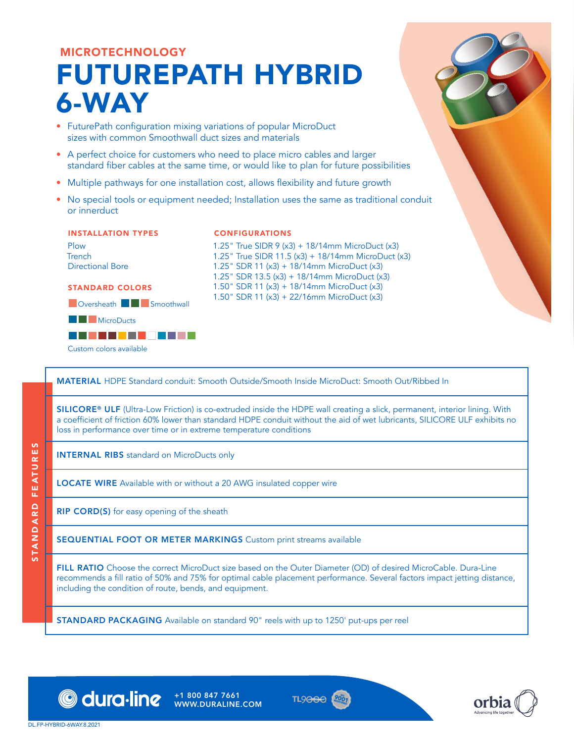MICROTECHNOLOGY

# FUTUREPATH HYBRID 6-WAY

- FuturePath configuration mixing variations of popular MicroDuct sizes with common Smoothwall duct sizes and materials
- A perfect choice for customers who need to place micro cables and larger standard fiber cables at the same time, or would like to plan for future possibilities
- Multiple pathways for one installation cost, allows flexibility and future growth
- No special tools or equipment needed; Installation uses the same as traditional conduit or innerduct

### INSTALLATION TYPES

Plow
Trench
Directional Bore

### STANDARD COLORS

Oversheath Smoothwall

MicroDucts

Custom colors available

### CONFIGURATIONS

1.25" True SIDR 9 (x3) + 18/14mm MicroDuct (x3)
1.25" True SIDR 11.5 (x3) + 18/14mm MicroDuct (x3)
1.25" SDR 11 (x3) + 18/14mm MicroDuct (x3)
1.25" SDR 13.5 (x3) + 18/14mm MicroDuct (x3)
1.50" SDR 11 (x3) + 18/14mm MicroDuct (x3)
1.50" SDR 11 (x3) + 22/16mm MicroDuct (x3)

## STANDARD FEATURES

**MATERIAL** HDPE Standard conduit: Smooth Outside/Smooth Inside MicroDuct: Smooth Out/Ribbed In

**SILICORE® ULF** (Ultra-Low Friction) is co-extruded inside the HDPE wall creating a slick, permanent, interior lining. With a coefficient of friction 60% lower than standard HDPE conduit without the aid of wet lubricants, SILICORE ULF exhibits no loss in performance over time or in extreme temperature conditions

**INTERNAL RIBS** standard on MicroDucts only

**LOCATE WIRE** Available with or without a 20 AWG insulated copper wire

**RIP CORD(S)** for easy opening of the sheath

**SEQUENTIAL FOOT OR METER MARKINGS** Custom print streams available

**FILL RATIO** Choose the correct MicroDuct size based on the Outer Diameter (OD) of desired MicroCable. Dura-Line recommends a fill ratio of 50% and 75% for optimal cable placement performance. Several factors impact jetting distance, including the condition of route, bends, and equipment.

**STANDARD PACKAGING** Available on standard 90" reels with up to 1250' put-ups per reel

dura·line +1 800 847 7661 WWW.DURALINE.COM

TL9000 ISO 9001

orbia Advancing life together

DL.FP-HYBRID-6WAY.8.2021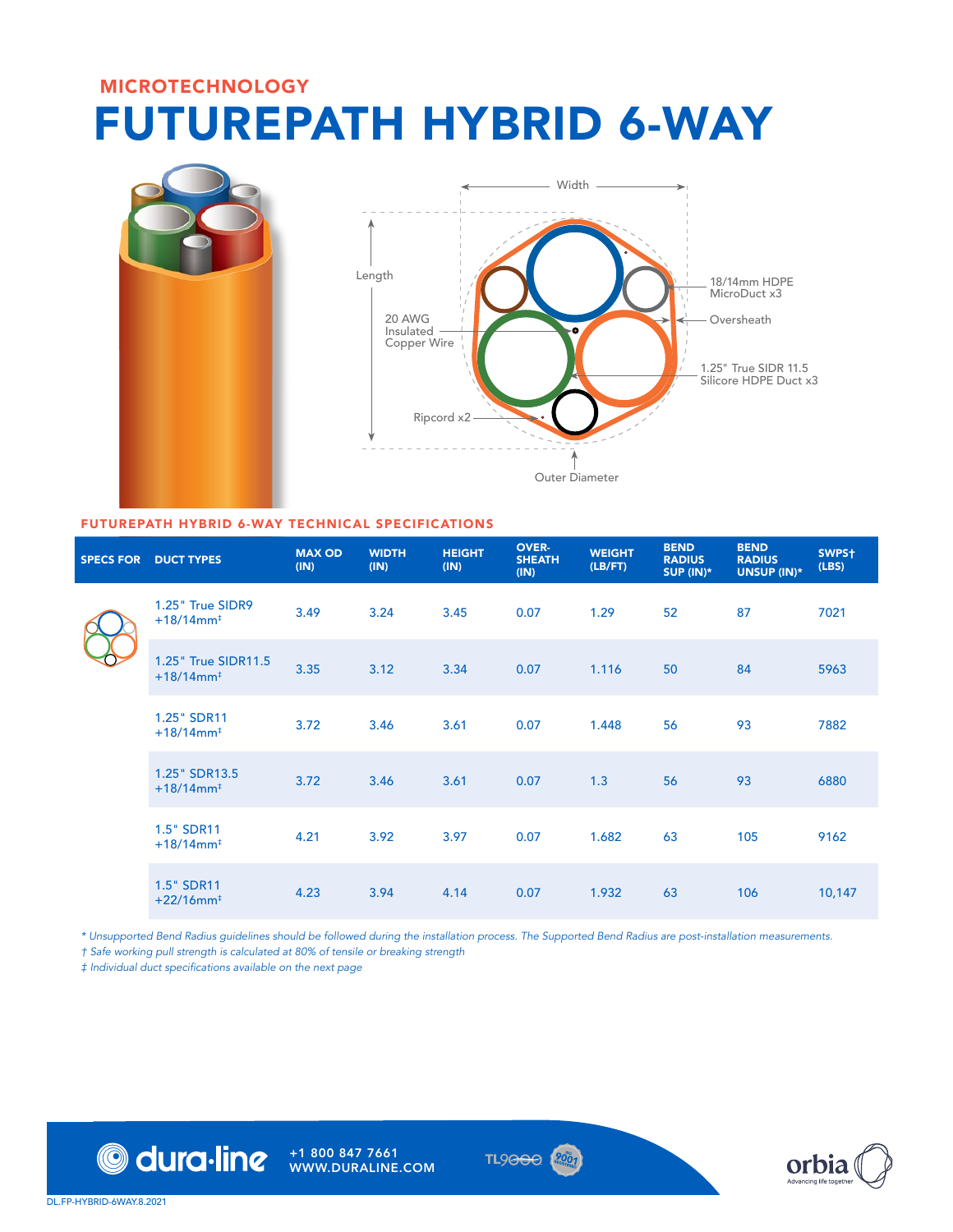MICROTECHNOLOGY

# FUTUREPATH HYBRID 6-WAY

Width

Length

18/14mm HDPE MicroDuct x3

Oversheath

20 AWG Insulated Copper Wire

1.25" True SIDR 11.5 Silicore HDPE Duct x3

Ripcord x2

Outer Diameter

## FUTUREPATH HYBRID 6-WAY TECHNICAL SPECIFICATIONS

| SPECS FOR | DUCT TYPES | MAX OD (IN) | WIDTH (IN) | HEIGHT (IN) | OVER-SHEATH (IN) | WEIGHT (LB/FT) | BEND RADIUS SUP (IN)* | BEND RADIUS UNSUP (IN)* | SWPS† (LBS) |
|---|---|---|---|---|---|---|---|---|---|
| | 1.25" True SIDR9 +18/14mm‡ | 3.49 | 3.24 | 3.45 | 0.07 | 1.29 | 52 | 87 | 7021 |
| | 1.25" True SIDR11.5 +18/14mm‡ | 3.35 | 3.12 | 3.34 | 0.07 | 1.116 | 50 | 84 | 5963 |
| | 1.25" SDR11 +18/14mm‡ | 3.72 | 3.46 | 3.61 | 0.07 | 1.448 | 56 | 93 | 7882 |
| | 1.25" SDR13.5 +18/14mm‡ | 3.72 | 3.46 | 3.61 | 0.07 | 1.3 | 56 | 93 | 6880 |
| | 1.5" SDR11 +18/14mm‡ | 4.21 | 3.92 | 3.97 | 0.07 | 1.682 | 63 | 105 | 9162 |
| | 1.5" SDR11 +22/16mm‡ | 4.23 | 3.94 | 4.14 | 0.07 | 1.932 | 63 | 106 | 10,147 |

*\* Unsupported Bend Radius guidelines should be followed during the installation process. The Supported Bend Radius are post-installation measurements.*

*† Safe working pull strength is calculated at 80% of tensile or breaking strength*

*‡ Individual duct specifications available on the next page*

dura·line +1 800 847 7661 WWW.DURALINE.COM

TL9000

orbia Advancing life together

DL.FP-HYBRID-6WAY.8.2021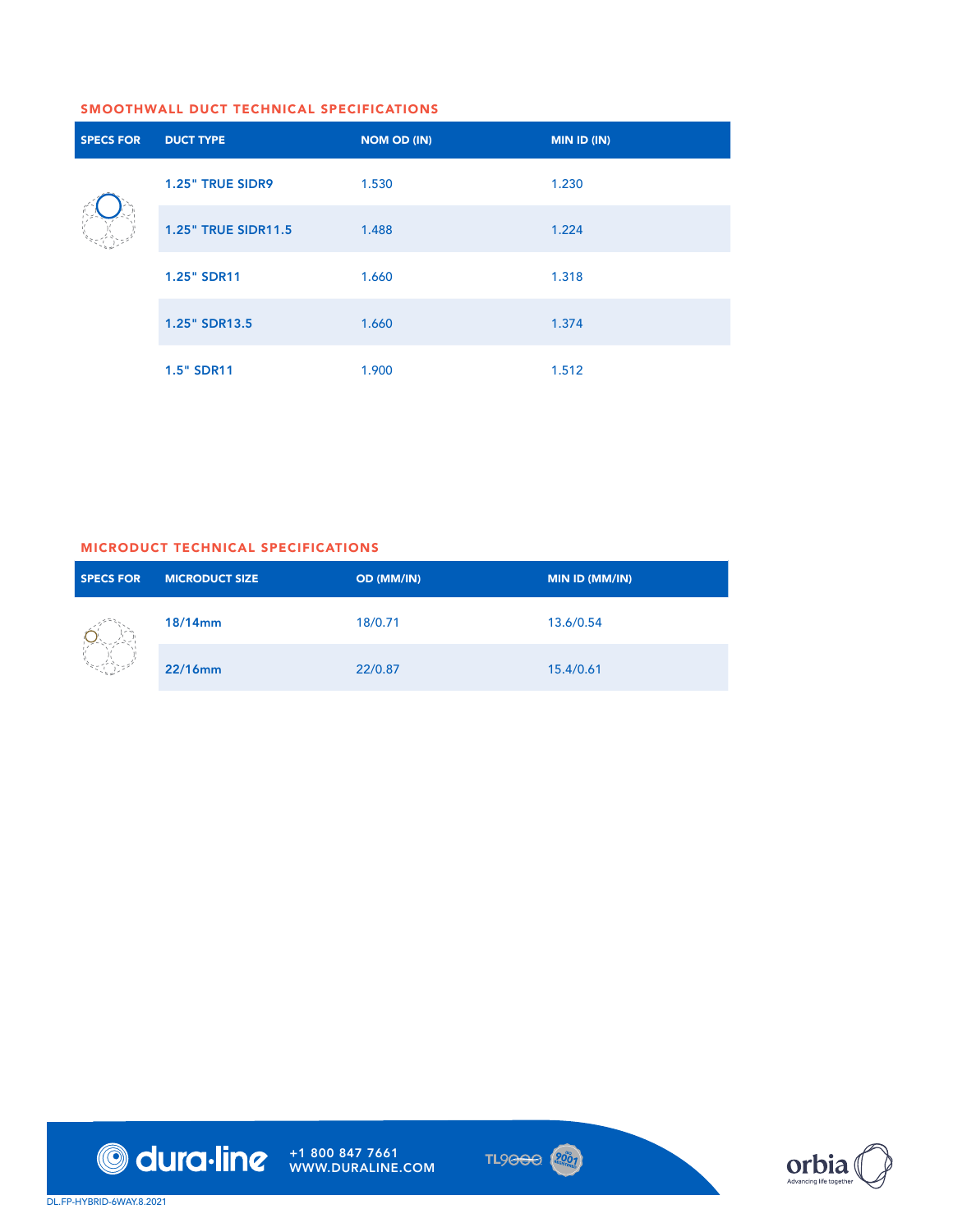## SMOOTHWALL DUCT TECHNICAL SPECIFICATIONS

| SPECS FOR | DUCT TYPE | NOM OD (IN) | MIN ID (IN) |
|---|---|---|---|
| | 1.25" TRUE SIDR9 | 1.530 | 1.230 |
| | 1.25" TRUE SIDR11.5 | 1.488 | 1.224 |
| | 1.25" SDR11 | 1.660 | 1.318 |
| | 1.25" SDR13.5 | 1.660 | 1.374 |
| | 1.5" SDR11 | 1.900 | 1.512 |

## MICRODUCT TECHNICAL SPECIFICATIONS

| SPECS FOR | MICRODUCT SIZE | OD (MM/IN) | MIN ID (MM/IN) |
|---|---|---|---|
| | 18/14mm | 18/0.71 | 13.6/0.54 |
| | 22/16mm | 22/0.87 | 15.4/0.61 |

dura·line +1 800 847 7661 WWW.DURALINE.COM

TL9000 ISO 9001 REGISTERED

orbia Advancing life together

DL.FP-HYBRID-6WAY.8.2021